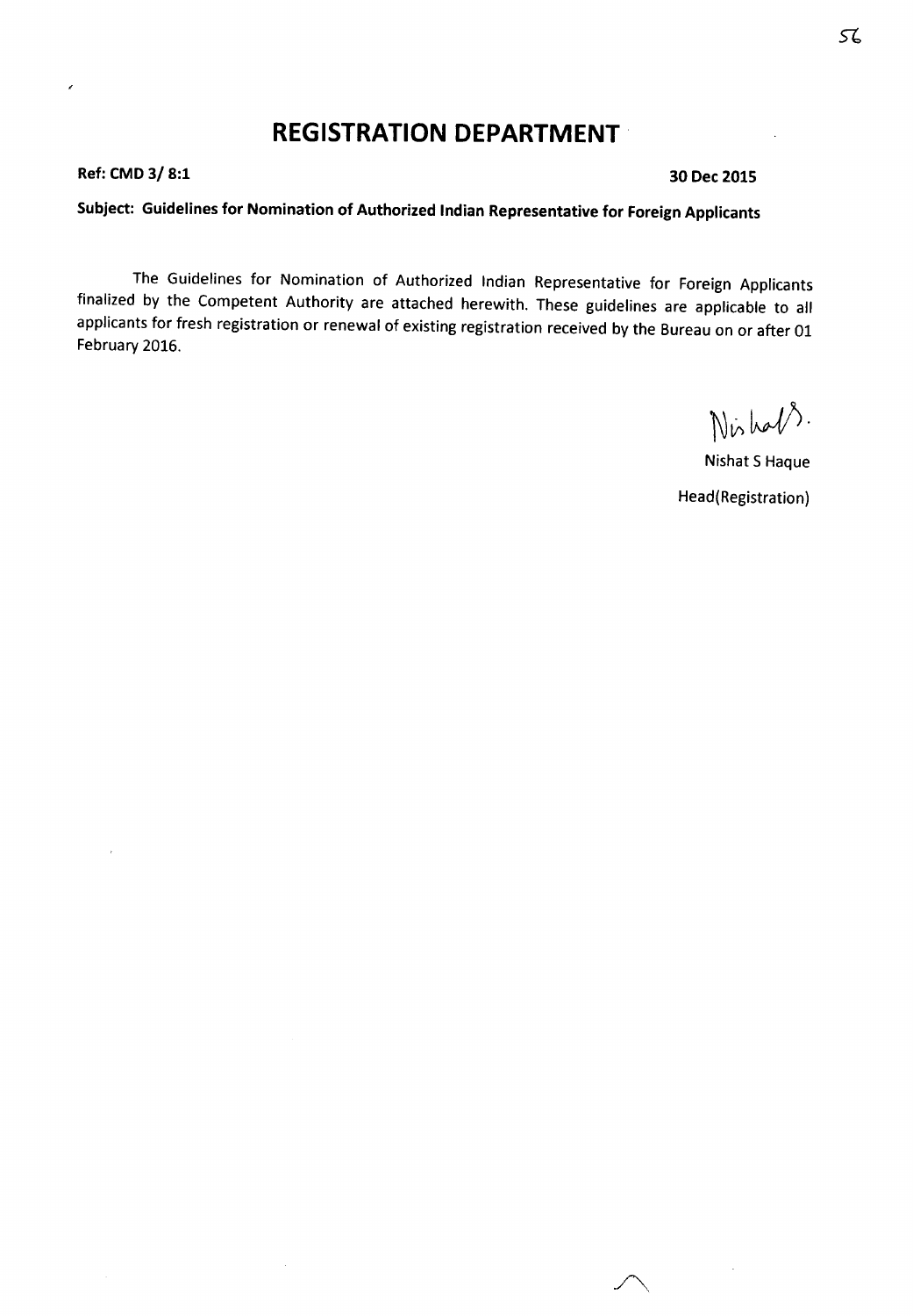# REGISTRATION DEPARTMENT

**Ref: CMD 3/ 8:1** **30 Dec 2015**

**Subject: Guidelines for Nomination of Authorized Indian Representative for Foreign Applicants**

The Guidelines for Nomination of Authorized Indian Representative for Foreign Applicants finalized by the Competent Authority are attached herewith. These guidelines are applicable to all applicants for fresh registration or renewal of existing registration received by the Bureau on or after 01 February 2016.

Nishat S Haque

Head(Registration)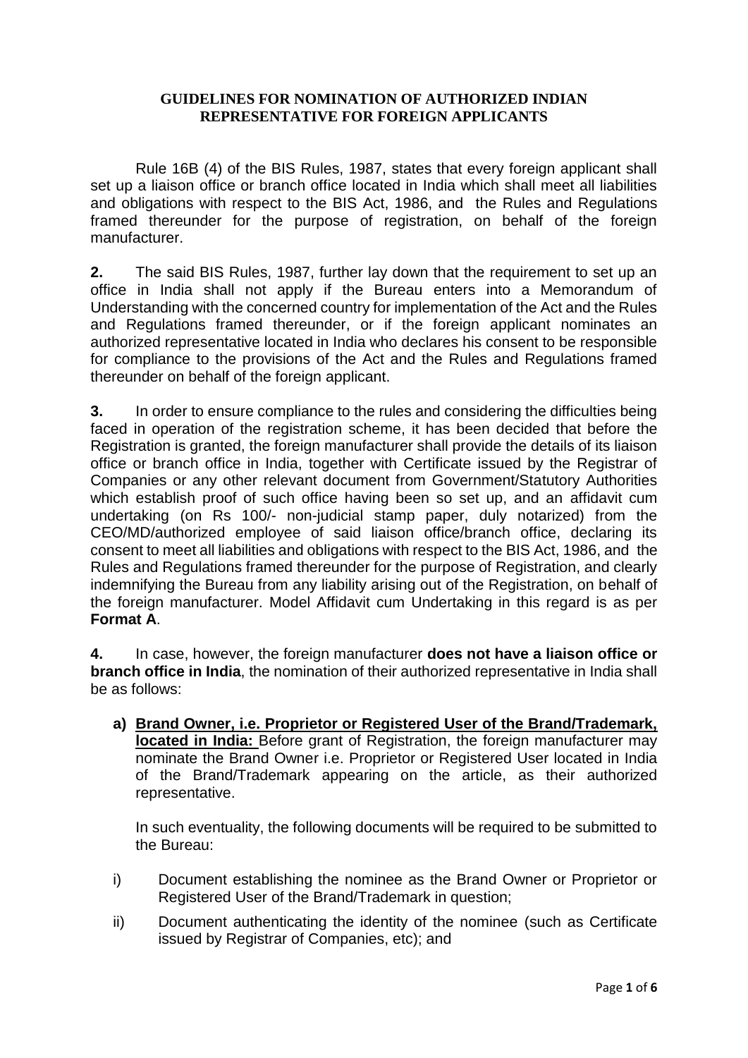**GUIDELINES FOR NOMINATION OF AUTHORIZED INDIAN REPRESENTATIVE FOR FOREIGN APPLICANTS**

Rule 16B (4) of the BIS Rules, 1987, states that every foreign applicant shall set up a liaison office or branch office located in India which shall meet all liabilities and obligations with respect to the BIS Act, 1986, and the Rules and Regulations framed thereunder for the purpose of registration, on behalf of the foreign manufacturer.

**2.** The said BIS Rules, 1987, further lay down that the requirement to set up an office in India shall not apply if the Bureau enters into a Memorandum of Understanding with the concerned country for implementation of the Act and the Rules and Regulations framed thereunder, or if the foreign applicant nominates an authorized representative located in India who declares his consent to be responsible for compliance to the provisions of the Act and the Rules and Regulations framed thereunder on behalf of the foreign applicant.

**3.** In order to ensure compliance to the rules and considering the difficulties being faced in operation of the registration scheme, it has been decided that before the Registration is granted, the foreign manufacturer shall provide the details of its liaison office or branch office in India, together with Certificate issued by the Registrar of Companies or any other relevant document from Government/Statutory Authorities which establish proof of such office having been so set up, and an affidavit cum undertaking (on Rs 100/- non-judicial stamp paper, duly notarized) from the CEO/MD/authorized employee of said liaison office/branch office, declaring its consent to meet all liabilities and obligations with respect to the BIS Act, 1986, and the Rules and Regulations framed thereunder for the purpose of Registration, and clearly indemnifying the Bureau from any liability arising out of the Registration, on behalf of the foreign manufacturer. Model Affidavit cum Undertaking in this regard is as per **Format A**.

**4.** In case, however, the foreign manufacturer **does not have a liaison office or branch office in India**, the nomination of their authorized representative in India shall be as follows:

**a) Brand Owner, i.e. Proprietor or Registered User of the Brand/Trademark, located in India:** Before grant of Registration, the foreign manufacturer may nominate the Brand Owner i.e. Proprietor or Registered User located in India of the Brand/Trademark appearing on the article, as their authorized representative.

In such eventuality, the following documents will be required to be submitted to the Bureau:

i) Document establishing the nominee as the Brand Owner or Proprietor or Registered User of the Brand/Trademark in question;

ii) Document authenticating the identity of the nominee (such as Certificate issued by Registrar of Companies, etc); and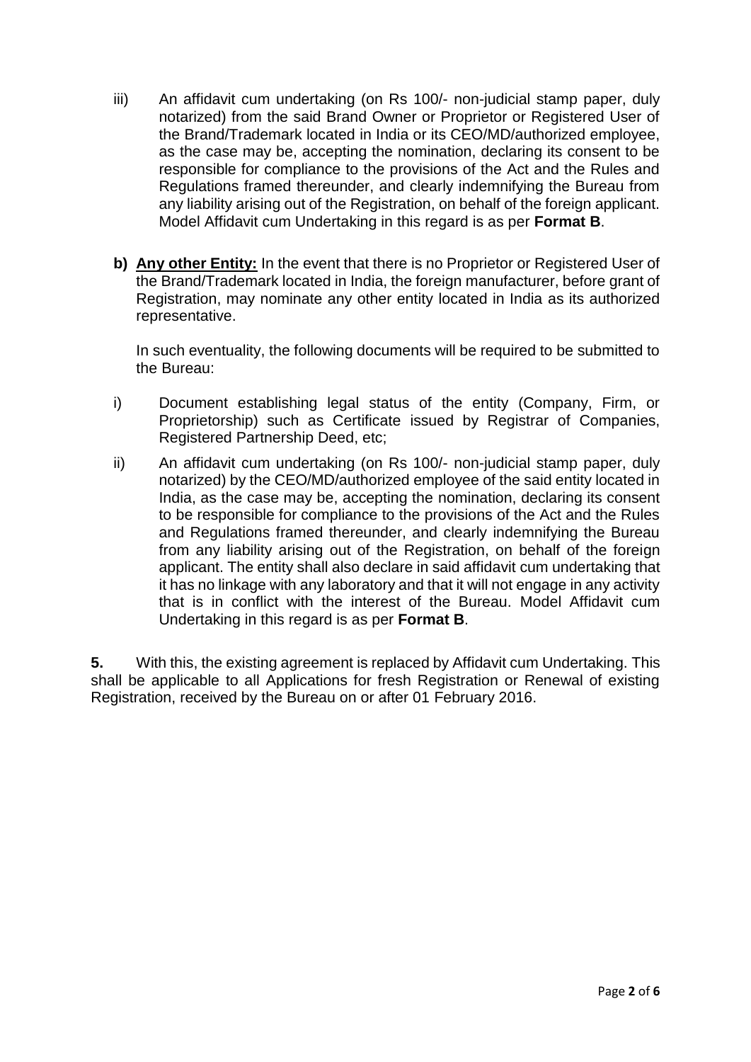iii) An affidavit cum undertaking (on Rs 100/- non-judicial stamp paper, duly notarized) from the said Brand Owner or Proprietor or Registered User of the Brand/Trademark located in India or its CEO/MD/authorized employee, as the case may be, accepting the nomination, declaring its consent to be responsible for compliance to the provisions of the Act and the Rules and Regulations framed thereunder, and clearly indemnifying the Bureau from any liability arising out of the Registration, on behalf of the foreign applicant. Model Affidavit cum Undertaking in this regard is as per **Format B**.

**b) <u>Any other Entity:</u>** In the event that there is no Proprietor or Registered User of the Brand/Trademark located in India, the foreign manufacturer, before grant of Registration, may nominate any other entity located in India as its authorized representative.

In such eventuality, the following documents will be required to be submitted to the Bureau:

i) Document establishing legal status of the entity (Company, Firm, or Proprietorship) such as Certificate issued by Registrar of Companies, Registered Partnership Deed, etc;

ii) An affidavit cum undertaking (on Rs 100/- non-judicial stamp paper, duly notarized) by the CEO/MD/authorized employee of the said entity located in India, as the case may be, accepting the nomination, declaring its consent to be responsible for compliance to the provisions of the Act and the Rules and Regulations framed thereunder, and clearly indemnifying the Bureau from any liability arising out of the Registration, on behalf of the foreign applicant. The entity shall also declare in said affidavit cum undertaking that it has no linkage with any laboratory and that it will not engage in any activity that is in conflict with the interest of the Bureau. Model Affidavit cum Undertaking in this regard is as per **Format B**.

**5.** With this, the existing agreement is replaced by Affidavit cum Undertaking. This shall be applicable to all Applications for fresh Registration or Renewal of existing Registration, received by the Bureau on or after 01 February 2016.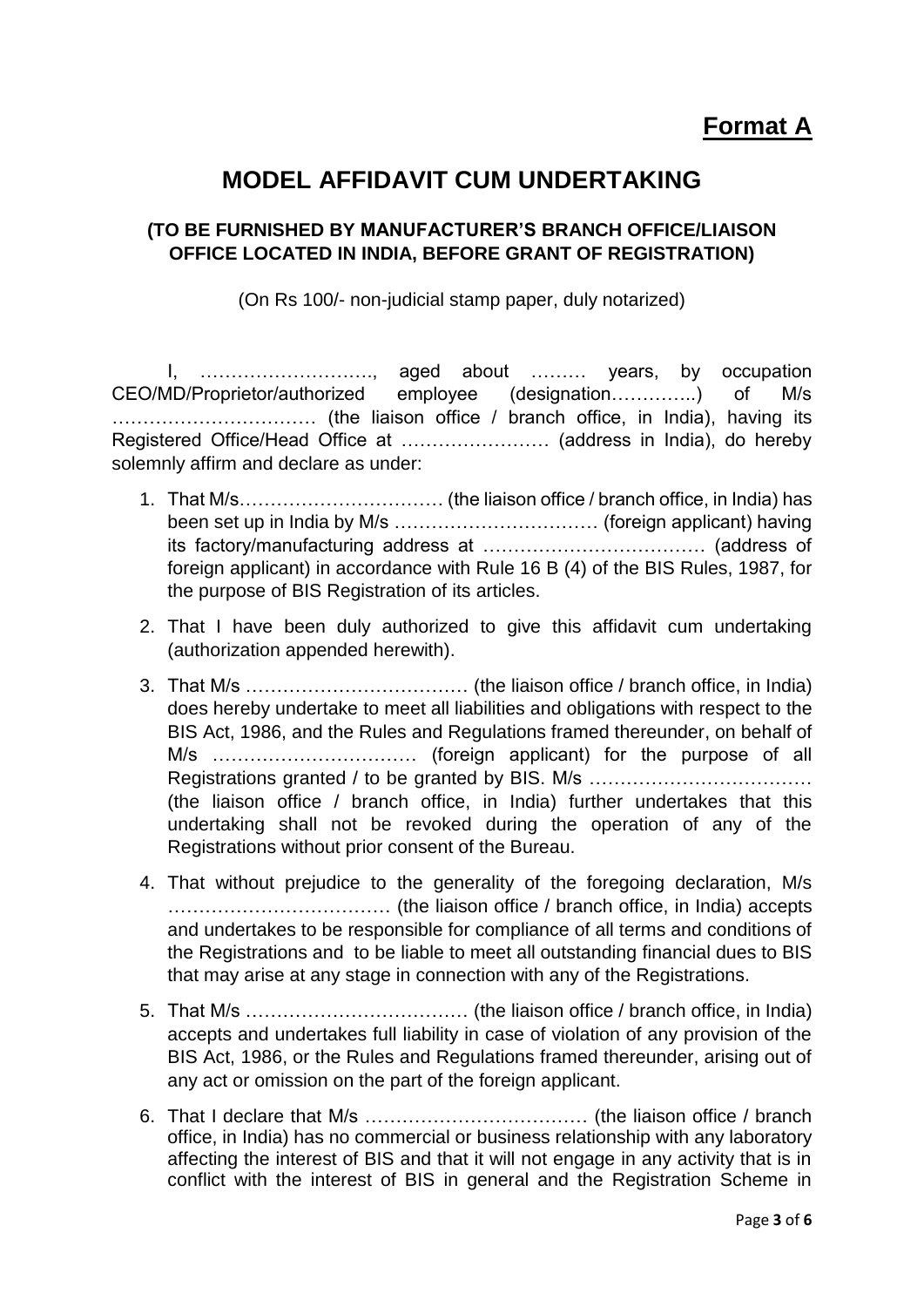**Format A**

# MODEL AFFIDAVIT CUM UNDERTAKING

### (TO BE FURNISHED BY MANUFACTURER'S BRANCH OFFICE/LIAISON OFFICE LOCATED IN INDIA, BEFORE GRANT OF REGISTRATION)

(On Rs 100/- non-judicial stamp paper, duly notarized)

I, ………………………., aged about ……… years, by occupation CEO/MD/Proprietor/authorized employee (designation…………..) of M/s …………………………… (the liaison office / branch office, in India), having its Registered Office/Head Office at …………………… (address in India), do hereby solemnly affirm and declare as under:

1. That M/s…………………………… (the liaison office / branch office, in India) has been set up in India by M/s …………………………… (foreign applicant) having its factory/manufacturing address at ……………………………… (address of foreign applicant) in accordance with Rule 16 B (4) of the BIS Rules, 1987, for the purpose of BIS Registration of its articles.

2. That I have been duly authorized to give this affidavit cum undertaking (authorization appended herewith).

3. That M/s ……………………………… (the liaison office / branch office, in India) does hereby undertake to meet all liabilities and obligations with respect to the BIS Act, 1986, and the Rules and Regulations framed thereunder, on behalf of M/s …………………………… (foreign applicant) for the purpose of all Registrations granted / to be granted by BIS. M/s ……………………………… (the liaison office / branch office, in India) further undertakes that this undertaking shall not be revoked during the operation of any of the Registrations without prior consent of the Bureau.

4. That without prejudice to the generality of the foregoing declaration, M/s ……………………………… (the liaison office / branch office, in India) accepts and undertakes to be responsible for compliance of all terms and conditions of the Registrations and to be liable to meet all outstanding financial dues to BIS that may arise at any stage in connection with any of the Registrations.

5. That M/s ……………………………… (the liaison office / branch office, in India) accepts and undertakes full liability in case of violation of any provision of the BIS Act, 1986, or the Rules and Regulations framed thereunder, arising out of any act or omission on the part of the foreign applicant.

6. That I declare that M/s ……………………………… (the liaison office / branch office, in India) has no commercial or business relationship with any laboratory affecting the interest of BIS and that it will not engage in any activity that is in conflict with the interest of BIS in general and the Registration Scheme in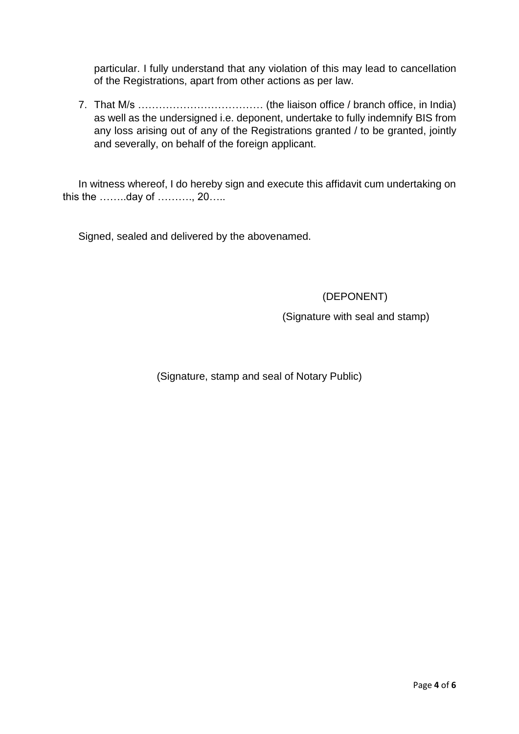particular. I fully understand that any violation of this may lead to cancellation of the Registrations, apart from other actions as per law.

7. That M/s ……………………………… (the liaison office / branch office, in India) as well as the undersigned i.e. deponent, undertake to fully indemnify BIS from any loss arising out of any of the Registrations granted / to be granted, jointly and severally, on behalf of the foreign applicant.

In witness whereof, I do hereby sign and execute this affidavit cum undertaking on this the ……..day of ………., 20…..

Signed, sealed and delivered by the abovenamed.

(DEPONENT)

(Signature with seal and stamp)

(Signature, stamp and seal of Notary Public)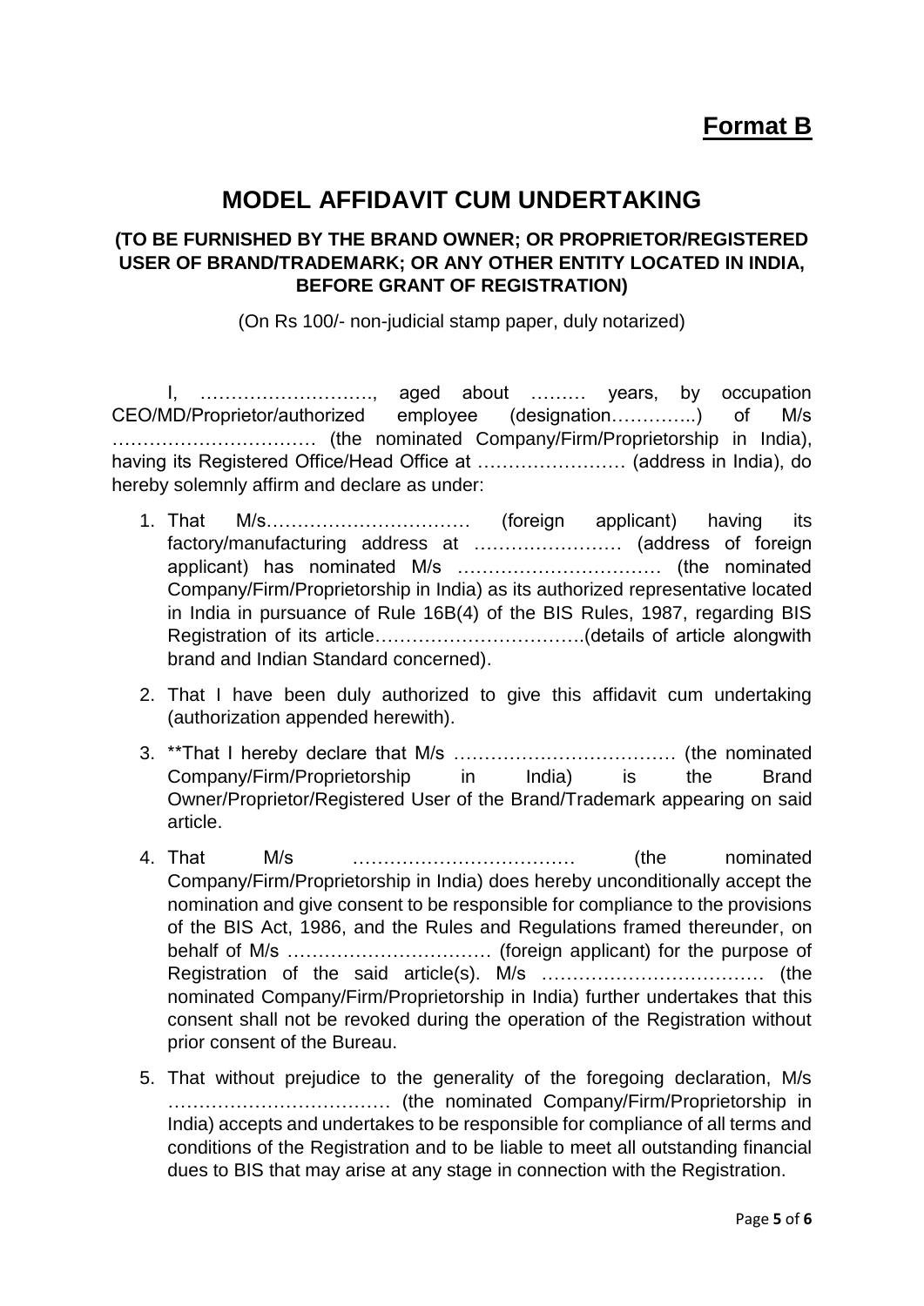**Format B**

# MODEL AFFIDAVIT CUM UNDERTAKING

### (TO BE FURNISHED BY THE BRAND OWNER; OR PROPRIETOR/REGISTERED USER OF BRAND/TRADEMARK; OR ANY OTHER ENTITY LOCATED IN INDIA, BEFORE GRANT OF REGISTRATION)

(On Rs 100/- non-judicial stamp paper, duly notarized)

I, ………………………., aged about ……… years, by occupation CEO/MD/Proprietor/authorized employee (designation…………..) of M/s …………………………… (the nominated Company/Firm/Proprietorship in India), having its Registered Office/Head Office at …………………… (address in India), do hereby solemnly affirm and declare as under:

1. That M/s…………………………… (foreign applicant) having its factory/manufacturing address at …………………… (address of foreign applicant) has nominated M/s …………………………… (the nominated Company/Firm/Proprietorship in India) as its authorized representative located in India in pursuance of Rule 16B(4) of the BIS Rules, 1987, regarding BIS Registration of its article…………………………….(details of article alongwith brand and Indian Standard concerned).
2. That I have been duly authorized to give this affidavit cum undertaking (authorization appended herewith).
3. **That I hereby declare that M/s ……………………………… (the nominated Company/Firm/Proprietorship in India) is the Brand Owner/Proprietor/Registered User of the Brand/Trademark appearing on said article.
4. That M/s ……………………………… (the nominated Company/Firm/Proprietorship in India) does hereby unconditionally accept the nomination and give consent to be responsible for compliance to the provisions of the BIS Act, 1986, and the Rules and Regulations framed thereunder, on behalf of M/s …………………………… (foreign applicant) for the purpose of Registration of the said article(s). M/s ……………………………… (the nominated Company/Firm/Proprietorship in India) further undertakes that this consent shall not be revoked during the operation of the Registration without prior consent of the Bureau.
5. That without prejudice to the generality of the foregoing declaration, M/s ……………………………… (the nominated Company/Firm/Proprietorship in India) accepts and undertakes to be responsible for compliance of all terms and conditions of the Registration and to be liable to meet all outstanding financial dues to BIS that may arise at any stage in connection with the Registration.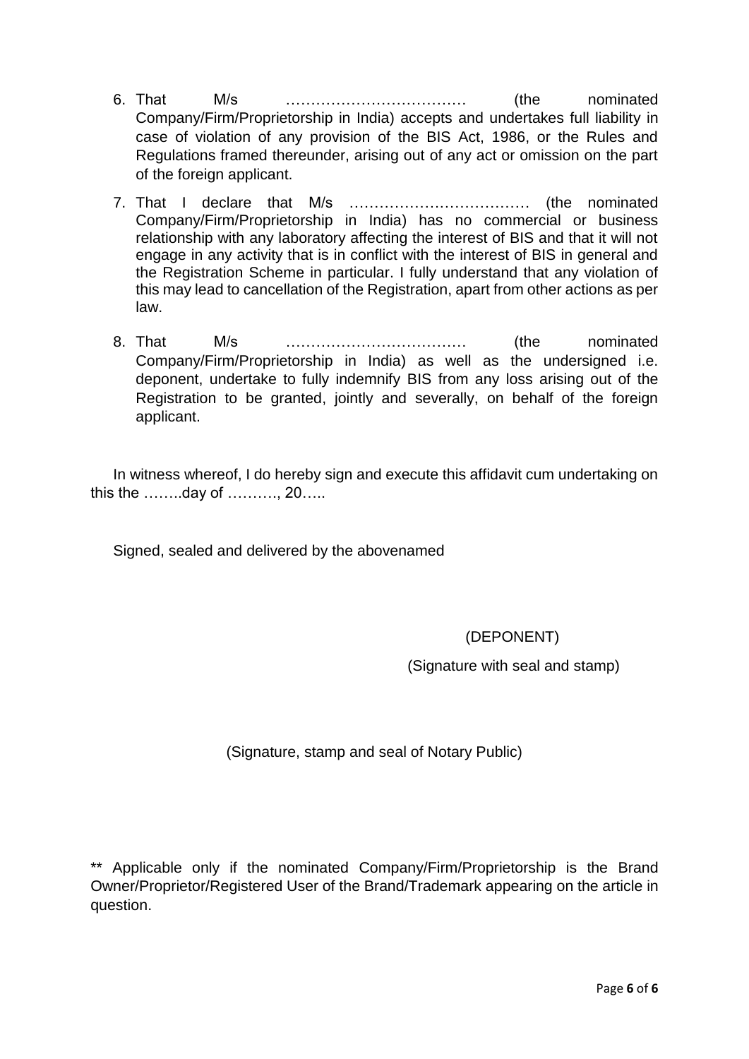6. That M/s ……………………………… (the nominated Company/Firm/Proprietorship in India) accepts and undertakes full liability in case of violation of any provision of the BIS Act, 1986, or the Rules and Regulations framed thereunder, arising out of any act or omission on the part of the foreign applicant.

7. That I declare that M/s ……………………………… (the nominated Company/Firm/Proprietorship in India) has no commercial or business relationship with any laboratory affecting the interest of BIS and that it will not engage in any activity that is in conflict with the interest of BIS in general and the Registration Scheme in particular. I fully understand that any violation of this may lead to cancellation of the Registration, apart from other actions as per law.

8. That M/s ……………………………… (the nominated Company/Firm/Proprietorship in India) as well as the undersigned i.e. deponent, undertake to fully indemnify BIS from any loss arising out of the Registration to be granted, jointly and severally, on behalf of the foreign applicant.

In witness whereof, I do hereby sign and execute this affidavit cum undertaking on this the ……..day of ………., 20…..

Signed, sealed and delivered by the abovenamed

(DEPONENT)

(Signature with seal and stamp)

(Signature, stamp and seal of Notary Public)

** Applicable only if the nominated Company/Firm/Proprietorship is the Brand Owner/Proprietor/Registered User of the Brand/Trademark appearing on the article in question.